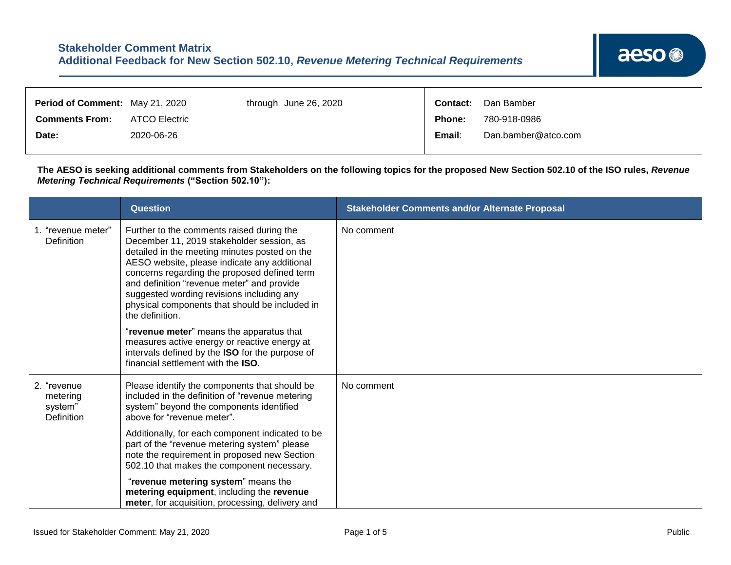# Stakeholder Comment Matrix
## Additional Feedback for New Section 502.10, *Revenue Metering Technical Requirements*

| | | | | |
|---|---|---|---|---|
| **Period of Comment:** | May 21, 2020 | through June 26, 2020 | **Contact:** | Dan Bamber |
| **Comments From:** | ATCO Electric | | **Phone:** | 780-918-0986 |
| **Date:** | 2020-06-26 | | **Email:** | Dan.bamber@atco.com |

**The AESO is seeking additional comments from Stakeholders on the following topics for the proposed New Section 502.10 of the ISO rules, *Revenue Metering Technical Requirements* ("Section 502.10"):**

| | Question | Stakeholder Comments and/or Alternate Proposal |
|---|---|---|
| 1. "revenue meter" Definition | Further to the comments raised during the December 11, 2019 stakeholder session, as detailed in the meeting minutes posted on the AESO website, please indicate any additional concerns regarding the proposed defined term and definition "revenue meter" and provide suggested wording revisions including any physical components that should be included in the definition.<br><br>"**revenue meter**" means the apparatus that measures active energy or reactive energy at intervals defined by the **ISO** for the purpose of financial settlement with the **ISO**. | No comment |
| 2. "revenue metering system" Definition | Please identify the components that should be included in the definition of "revenue metering system" beyond the components identified above for "revenue meter".<br><br>Additionally, for each component indicated to be part of the "revenue metering system" please note the requirement in proposed new Section 502.10 that makes the component necessary.<br><br>"**revenue metering system**" means the **metering equipment**, including the **revenue meter**, for acquisition, processing, delivery and | No comment |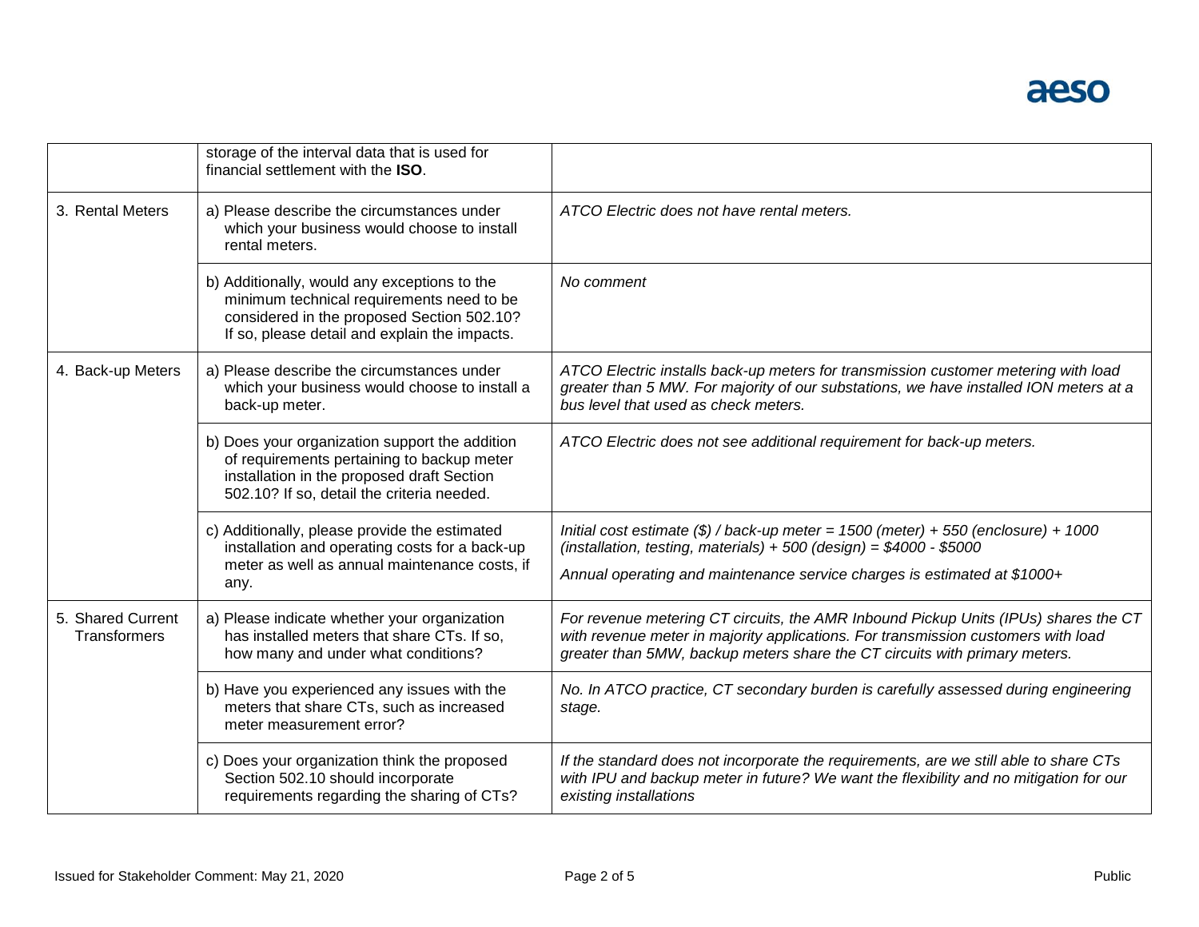| | | |
|---|---|---|
| | storage of the interval data that is used for financial settlement with the **ISO**. | |
| 3. Rental Meters | a) Please describe the circumstances under which your business would choose to install rental meters. | *ATCO Electric does not have rental meters.* |
| | b) Additionally, would any exceptions to the minimum technical requirements need to be considered in the proposed Section 502.10? If so, please detail and explain the impacts. | *No comment* |
| 4. Back-up Meters | a) Please describe the circumstances under which your business would choose to install a back-up meter. | *ATCO Electric installs back-up meters for transmission customer metering with load greater than 5 MW. For majority of our substations, we have installed ION meters at a bus level that used as check meters.* |
| | b) Does your organization support the addition of requirements pertaining to backup meter installation in the proposed draft Section 502.10? If so, detail the criteria needed. | *ATCO Electric does not see additional requirement for back-up meters.* |
| | c) Additionally, please provide the estimated installation and operating costs for a back-up meter as well as annual maintenance costs, if any. | *Initial cost estimate ($) / back-up meter = 1500 (meter) + 550 (enclosure) + 1000 (installation, testing, materials) + 500 (design) = $4000 - $5000*<br><br>*Annual operating and maintenance service charges is estimated at $1000+* |
| 5. Shared Current Transformers | a) Please indicate whether your organization has installed meters that share CTs. If so, how many and under what conditions? | *For revenue metering CT circuits, the AMR Inbound Pickup Units (IPUs) shares the CT with revenue meter in majority applications. For transmission customers with load greater than 5MW, backup meters share the CT circuits with primary meters.* |
| | b) Have you experienced any issues with the meters that share CTs, such as increased meter measurement error? | *No. In ATCO practice, CT secondary burden is carefully assessed during engineering stage.* |
| | c) Does your organization think the proposed Section 502.10 should incorporate requirements regarding the sharing of CTs? | *If the standard does not incorporate the requirements, are we still able to share CTs with IPU and backup meter in future? We want the flexibility and no mitigation for our existing installations* |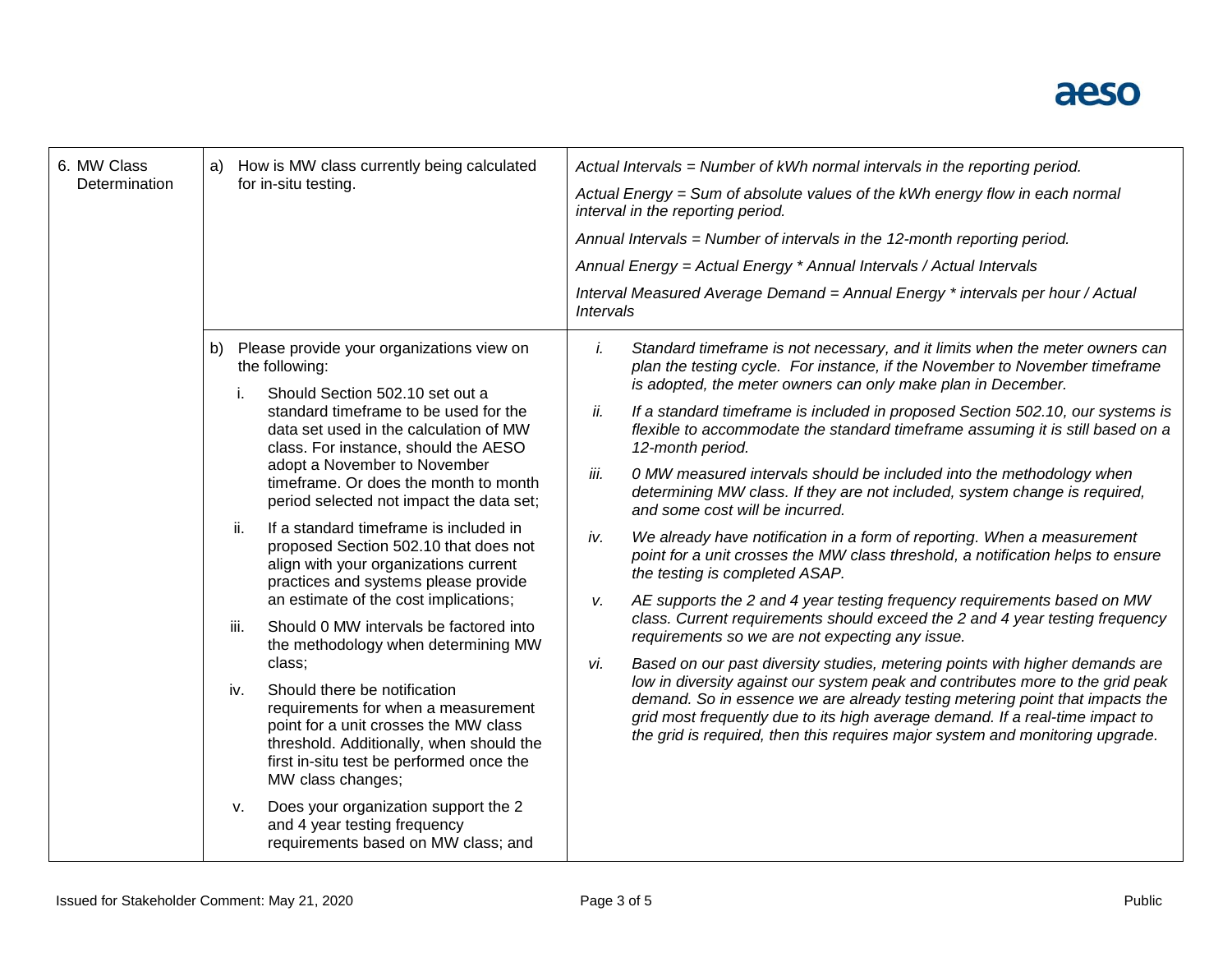| 6. MW Class Determination | a) How is MW class currently being calculated for in-situ testing. | *Actual Intervals = Number of kWh normal intervals in the reporting period.*<br>*Actual Energy = Sum of absolute values of the kWh energy flow in each normal interval in the reporting period.*<br>*Annual Intervals = Number of intervals in the 12-month reporting period.*<br>*Annual Energy = Actual Energy * Annual Intervals / Actual Intervals*<br>*Interval Measured Average Demand = Annual Energy * intervals per hour / Actual Intervals* |
|---|---|---|
| | b) Please provide your organizations view on the following:<br>i. Should Section 502.10 set out a standard timeframe to be used for the data set used in the calculation of MW class. For instance, should the AESO adopt a November to November timeframe. Or does the month to month period selected not impact the data set;<br>ii. If a standard timeframe is included in proposed Section 502.10 that does not align with your organizations current practices and systems please provide an estimate of the cost implications;<br>iii. Should 0 MW intervals be factored into the methodology when determining MW class;<br>iv. Should there be notification requirements for when a measurement point for a unit crosses the MW class threshold. Additionally, when should the first in-situ test be performed once the MW class changes;<br>v. Does your organization support the 2 and 4 year testing frequency requirements based on MW class; and | *i. Standard timeframe is not necessary, and it limits when the meter owners can plan the testing cycle. For instance, if the November to November timeframe is adopted, the meter owners can only make plan in December.*<br>*ii. If a standard timeframe is included in proposed Section 502.10, our systems is flexible to accommodate the standard timeframe assuming it is still based on a 12-month period.*<br>*iii. 0 MW measured intervals should be included into the methodology when determining MW class. If they are not included, system change is required, and some cost will be incurred.*<br>*iv. We already have notification in a form of reporting. When a measurement point for a unit crosses the MW class threshold, a notification helps to ensure the testing is completed ASAP.*<br>*v. AE supports the 2 and 4 year testing frequency requirements based on MW class. Current requirements should exceed the 2 and 4 year testing frequency requirements so we are not expecting any issue.*<br>*vi. Based on our past diversity studies, metering points with higher demands are low in diversity against our system peak and contributes more to the grid peak demand. So in essence we are already testing metering point that impacts the grid most frequently due to its high average demand. If a real-time impact to the grid is required, then this requires major system and monitoring upgrade.* |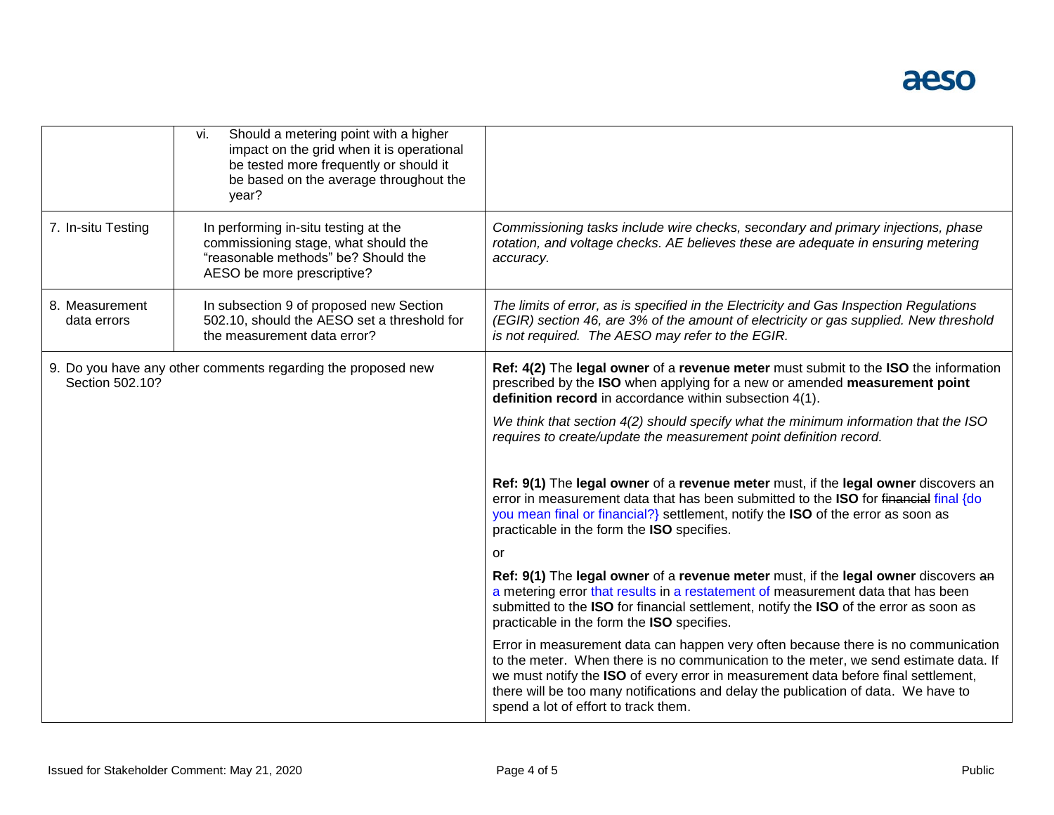| | | |
|---|---|---|
| | vi. Should a metering point with a higher impact on the grid when it is operational be tested more frequently or should it be based on the average throughout the year? | |
| 7. In-situ Testing | In performing in-situ testing at the commissioning stage, what should the "reasonable methods" be? Should the AESO be more prescriptive? | *Commissioning tasks include wire checks, secondary and primary injections, phase rotation, and voltage checks. AE believes these are adequate in ensuring metering accuracy.* |
| 8. Measurement data errors | In subsection 9 of proposed new Section 502.10, should the AESO set a threshold for the measurement data error? | *The limits of error, as is specified in the Electricity and Gas Inspection Regulations (EGIR) section 46, are 3% of the amount of electricity or gas supplied. New threshold is not required. The AESO may refer to the EGIR.* |
| 9. Do you have any other comments regarding the proposed new Section 502.10? | | **Ref: 4(2)** The **legal owner** of a **revenue meter** must submit to the **ISO** the information prescribed by the **ISO** when applying for a new or amended **measurement point definition record** in accordance within subsection 4(1).<br><br>*We think that section 4(2) should specify what the minimum information that the ISO requires to create/update the measurement point definition record.*<br><br>**Ref: 9(1)** The **legal owner** of a **revenue meter** must, if the **legal owner** discovers an error in measurement data that has been submitted to the **ISO** for ~~financial~~ final {do you mean final or financial?} settlement, notify the **ISO** of the error as soon as practicable in the form the **ISO** specifies.<br><br>or<br><br>**Ref: 9(1)** The **legal owner** of a **revenue meter** must, if the **legal owner** discovers ~~an~~ a metering error that results in a restatement of measurement data that has been submitted to the **ISO** for financial settlement, notify the **ISO** of the error as soon as practicable in the form the **ISO** specifies.<br><br>Error in measurement data can happen very often because there is no communication to the meter. When there is no communication to the meter, we send estimate data. If we must notify the **ISO** of every error in measurement data before final settlement, there will be too many notifications and delay the publication of data. We have to spend a lot of effort to track them. |